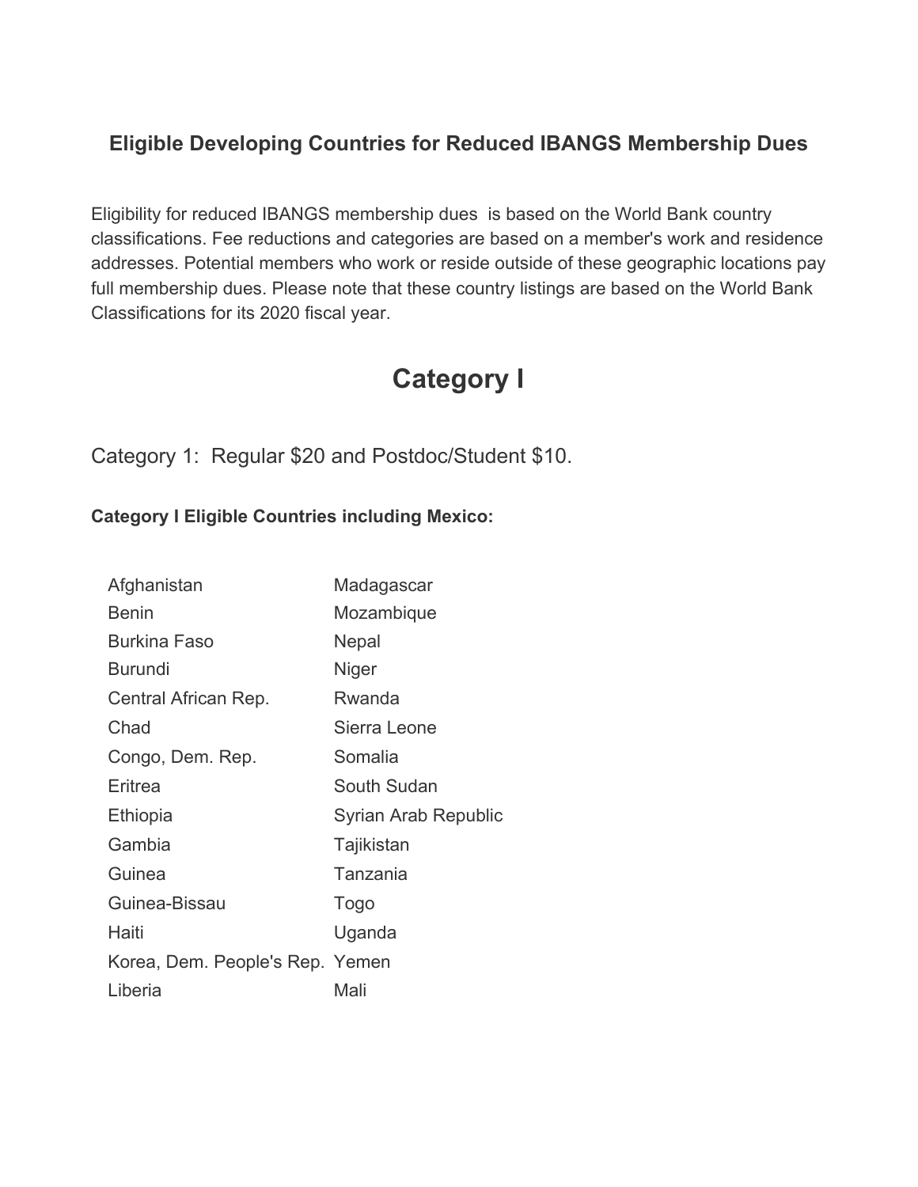### Eligible Developing Countries for Reduced IBANGS Membership Dues

Eligibility for reduced IBANGS membership dues is based on the World Bank country classifications. Fee reductions and categories are based on a member's work and residence addresses. Potential members who work or reside outside of these geographic locations pay full membership dues. Please note that these country listings are based on the World Bank Classifications for its 2020 fiscal year.

# Category I

Category 1: Regular $20 and Postdoc/Student $10.

**Category I Eligible Countries including Mexico:**

| | |
|---|---|
| Afghanistan | Madagascar |
| Benin | Mozambique |
| Burkina Faso | Nepal |
| Burundi | Niger |
| Central African Rep. | Rwanda |
| Chad | Sierra Leone |
| Congo, Dem. Rep. | Somalia |
| Eritrea | South Sudan |
| Ethiopia | Syrian Arab Republic |
| Gambia | Tajikistan |
| Guinea | Tanzania |
| Guinea-Bissau | Togo |
| Haiti | Uganda |
| Korea, Dem. People's Rep. | Yemen |
| Liberia | Mali |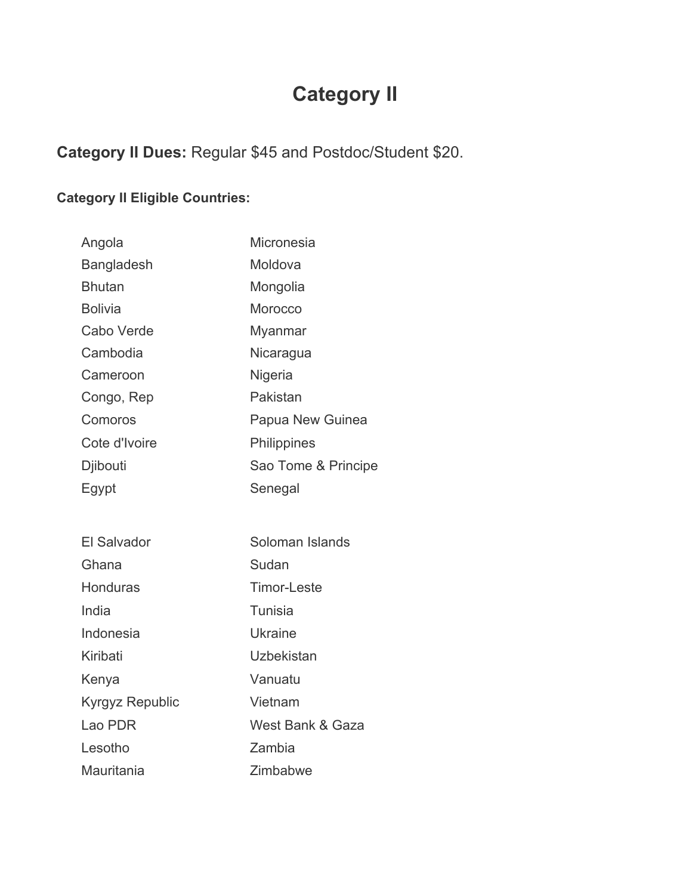# Category II

**Category II Dues:** Regular $45 and Postdoc/Student $20.

**Category II Eligible Countries:**

- Angola
- Bangladesh
- Bhutan
- Bolivia
- Cabo Verde
- Cambodia
- Cameroon
- Congo, Rep
- Comoros
- Cote d'Ivoire
- Djibouti
- Egypt
- Micronesia
- Moldova
- Mongolia
- Morocco
- Myanmar
- Nicaragua
- Nigeria
- Pakistan
- Papua New Guinea
- Philippines
- Sao Tome & Principe
- Senegal

- El Salvador
- Ghana
- Honduras
- India
- Indonesia
- Kiribati
- Kenya
- Kyrgyz Republic
- Lao PDR
- Lesotho
- Mauritania
- Soloman Islands
- Sudan
- Timor-Leste
- Tunisia
- Ukraine
- Uzbekistan
- Vanuatu
- Vietnam
- West Bank & Gaza
- Zambia
- Zimbabwe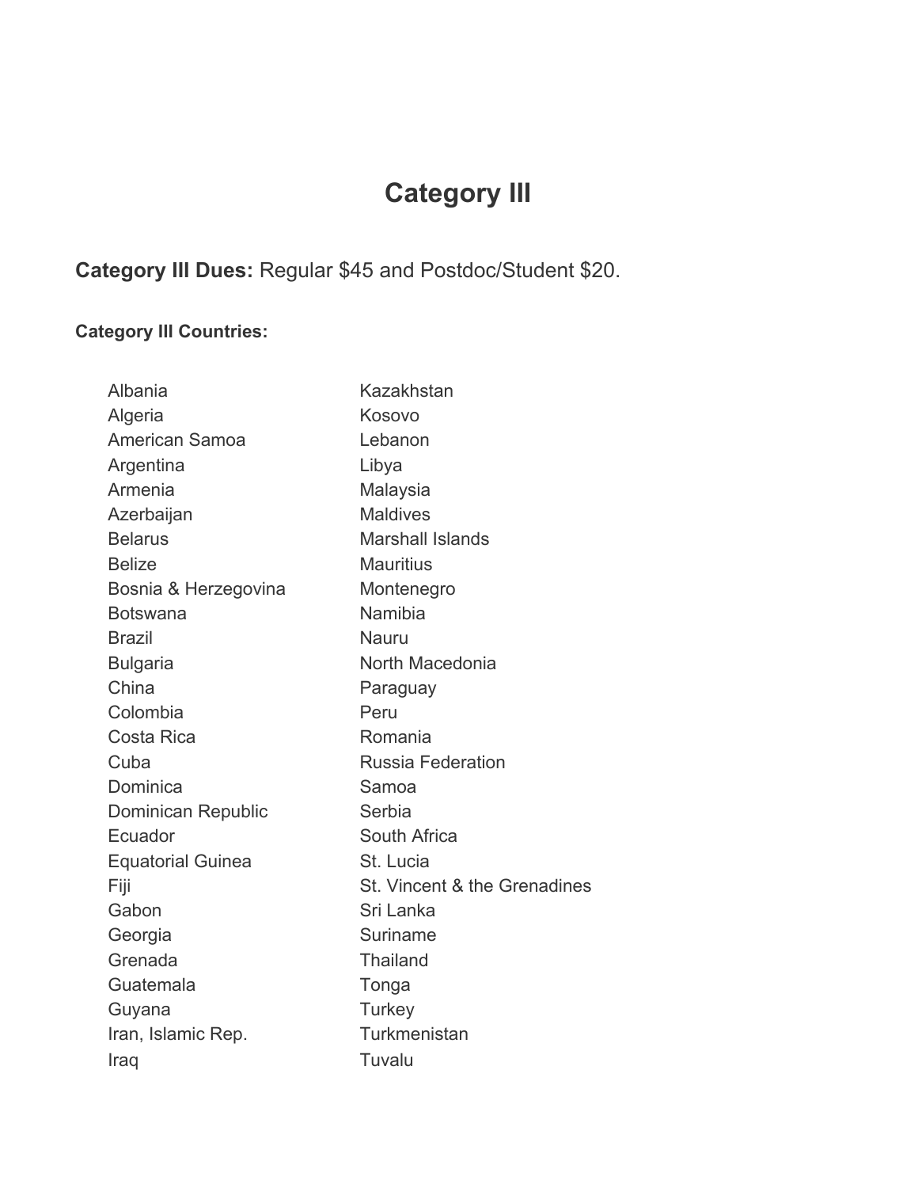# Category III

**Category III Dues:** Regular $45 and Postdoc/Student $20.

**Category III Countries:**

- Albania
- Algeria
- American Samoa
- Argentina
- Armenia
- Azerbaijan
- Belarus
- Belize
- Bosnia & Herzegovina
- Botswana
- Brazil
- Bulgaria
- China
- Colombia
- Costa Rica
- Cuba
- Dominica
- Dominican Republic
- Ecuador
- Equatorial Guinea
- Fiji
- Gabon
- Georgia
- Grenada
- Guatemala
- Guyana
- Iran, Islamic Rep.
- Iraq
- Kazakhstan
- Kosovo
- Lebanon
- Libya
- Malaysia
- Maldives
- Marshall Islands
- Mauritius
- Montenegro
- Namibia
- Nauru
- North Macedonia
- Paraguay
- Peru
- Romania
- Russia Federation
- Samoa
- Serbia
- South Africa
- St. Lucia
- St. Vincent & the Grenadines
- Sri Lanka
- Suriname
- Thailand
- Tonga
- Turkey
- Turkmenistan
- Tuvalu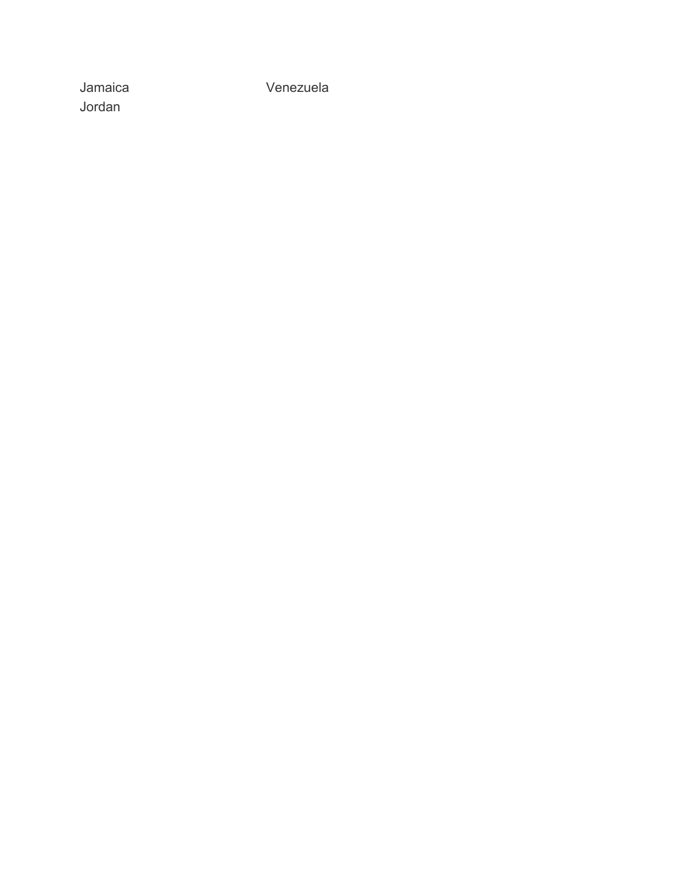Jamaica
Jordan
Venezuela